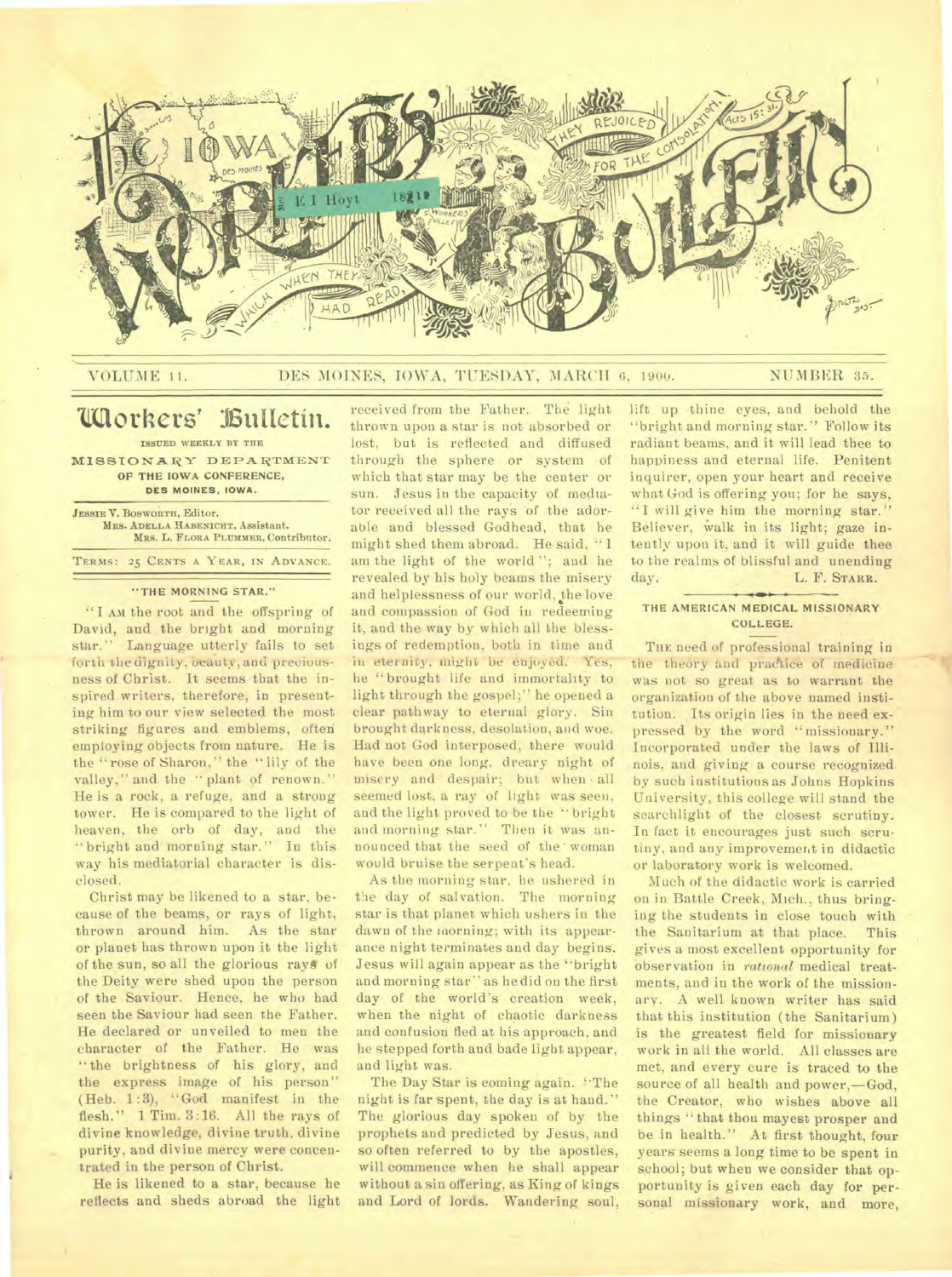# THE IOWA WORKERS' BULLETIN

VOLUME 11. DES MOINES, IOWA, TUESDAY, MARCH 6, 1900. NUMBER 35.

## Workers' Bulletin.

ISSUED WEEKLY BY THE
MISSIONARY DEPARTMENT
OF THE IOWA CONFERENCE,
DES MOINES, IOWA.

JESSIE V. BOSWORTH, Editor.
MRS. ADELLA HABENICHT, Assistant.
MRS. L. FLORA PLUMMER, Contributor.

TERMS: 25 CENTS A YEAR, IN ADVANCE.

### "THE MORNING STAR."

"I AM the root and the offspring of David, and the bright and morning star." Language utterly fails to set forth the dignity, beauty, and preciousness of Christ. It seems that the inspired writers, therefore, in presenting him to our view selected the most striking figures and emblems, often employing objects from nature. He is the "rose of Sharon," the "lily of the valley," and the "plant of renown." He is a rock, a refuge, and a strong tower. He is compared to the light of heaven, the orb of day, and the "bright and morning star." In this way his mediatorial character is disclosed.

Christ may be likened to a star, because of the beams, or rays of light, thrown around him. As the star or planet has thrown upon it the light of the sun, so all the glorious rays of the Deity were shed upon the person of the Saviour. Hence, he who had seen the Saviour had seen the Father. He declared or unveiled to men the character of the Father. He was "the brightness of his glory, and the express image of his person" (Heb. 1:3), "God manifest in the flesh." 1 Tim. 3:16. All the rays of divine knowledge, divine truth, divine purity, and divine mercy were concentrated in the person of Christ.

He is likened to a star, because he reflects and sheds abroad the light received from the Father. The light thrown upon a star is not absorbed or lost, but is reflected and diffused through the sphere or system of which that star may be the center or sun. Jesus in the capacity of mediator received all the rays of the adorable and blessed Godhead, that he might shed them abroad. He said, "I am the light of the world"; and he revealed by his holy beams the misery and helplessness of our world, the love and compassion of God in redeeming it, and the way by which all the blessings of redemption, both in time and in eternity, might be enjoyed. Yes, he "brought life and immortality to light through the gospel;" he opened a clear pathway to eternal glory. Sin brought darkness, desolation, and woe. Had not God interposed, there would have been one long, dreary night of misery and despair; but when all seemed lost, a ray of light was seen, and the light proved to be the "bright and morning star." Then it was announced that the seed of the woman would bruise the serpent's head.

As the morning star, he ushered in the day of salvation. The morning star is that planet which ushers in the dawn of the morning; with its appearance night terminates and day begins. Jesus will again appear as the "bright and morning star" as he did on the first day of the world's creation week, when the night of chaotic darkness and confusion fled at his approach, and he stepped forth and bade light appear, and light was.

The Day Star is coming again. "The night is far spent, the day is at hand." The glorious day spoken of by the prophets and predicted by Jesus, and so often referred to by the apostles, will commence when he shall appear without a sin offering, as King of kings and Lord of lords. Wandering soul, lift up thine eyes, and behold the "bright and morning star." Follow its radiant beams, and it will lead thee to happiness and eternal life. Penitent inquirer, open your heart and receive what God is offering you; for he says, "I will give him the morning star." Believer, walk in its light; gaze intently upon it, and it will guide thee to the realms of blissful and unending day.

L. F. STARR.

### THE AMERICAN MEDICAL MISSIONARY COLLEGE.

THE need of professional training in the theory and practice of medicine was not so great as to warrant the organization of the above named institution. Its origin lies in the need expressed by the word "missionary." Incorporated under the laws of Illinois, and giving a course recognized by such institutions as Johns Hopkins University, this college will stand the searchlight of the closest scrutiny. In fact it encourages just such scrutiny, and any improvement in didactic or laboratory work is welcomed.

Much of the didactic work is carried on in Battle Creek, Mich., thus bringing the students in close touch with the Sanitarium at that place. This gives a most excellent opportunity for observation in *rational* medical treatments, and in the work of the missionary. A well known writer has said that this institution (the Sanitarium) is the greatest field for missionary work in all the world. All classes are met, and every cure is traced to the source of all health and power,—God, the Creator, who wishes above all things "that thou mayest prosper and be in health." At first thought, four years seems a long time to be spent in school; but when we consider that opportunity is given each day for personal missionary work, and more,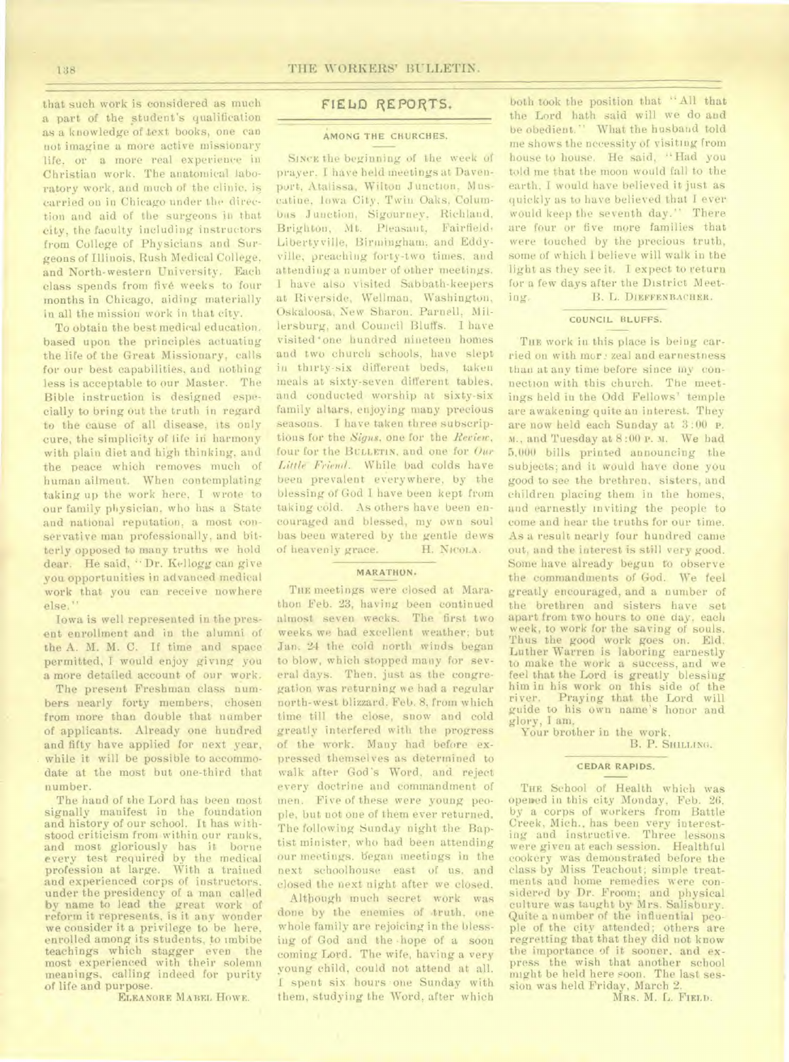that such work is considered as much a part of the student's qualification as a knowledge of text books, one can not imagine a more active missionary life, or a more real experience in Christian work. The anatomical laboratory work, and much of the clinic, is carried on in Chicago under the direction and aid of the surgeons in that city, the faculty including instructors from College of Physicians and Surgeons of Illinois, Rush Medical College, and North-western University. Each class spends from five weeks to four months in Chicago, aiding materially in all the mission work in that city.

To obtain the best medical education, based upon the principles actuating the life of the Great Missionary, calls for our best capabilities, and nothing less is acceptable to our Master. The Bible instruction is designed especially to bring out the truth in regard to the cause of all disease, its only cure, the simplicity of life in harmony with plain diet and high thinking, and the peace which removes much of human ailment. When contemplating taking up the work here, I wrote to our family physician, who has a State and national reputation, a most conservative man professionally, and bitterly opposed to many truths we hold dear. He said, "Dr. Kellogg can give you opportunities in advanced medical work that you can receive nowhere else."

Iowa is well represented in the present enrollment and in the alumni of the A. M. M. C. If time and space permitted, I would enjoy giving you a more detailed account of our work.

The present Freshman class numbers nearly forty members, chosen from more than double that number of applicants. Already one hundred and fifty have applied for next year, while it will be possible to accommodate at the most but one-third that number.

The hand of the Lord has been most signally manifest in the foundation and history of our school. It has withstood criticism from within our ranks, and most gloriously has it borne every test required by the medical profession at large. With a trained and experienced corps of instructors, under the presidency of a man called by name to lead the great work of reform it represents, is it any wonder we consider it a privilege to be here, enrolled among its students, to imbibe teachings which stagger even the most experienced with their solemn meanings, calling indeed for purity of life and purpose.

ELEANORE MABEL HOWE.

## FIELD REPORTS.

### AMONG THE CHURCHES.

SINCE the beginning of the week of prayer, I have held meetings at Davenport, Atalissa, Wilton Junction, Muscatine, Iowa City, Twin Oaks, Columbus Junction, Sigourney, Richland, Brighton, Mt. Pleasant, Fairfield, Libertyville, Birmingham, and Eddyville, preaching forty-two times, and attending a number of other meetings. I have also visited Sabbath-keepers at Riverside, Wellman, Washington, Oskaloosa, New Sharon, Parnell, Millersburg, and Council Bluffs. I have visited one hundred nineteen homes and two church schools, have slept in thirty-six different beds, taken meals at sixty-seven different tables, and conducted worship at sixty-six family altars, enjoying many precious seasons. I have taken three subscriptions for the *Signs*, one for the *Review*, four for the BULLETIN, and one for *Our Little Friend*. While bad colds have been prevalent everywhere, by the blessing of God I have been kept from taking cold. As others have been encouraged and blessed, my own soul has been watered by the gentle dews of heavenly grace.

H. NICOLA.

### MARATHON.

THE meetings were closed at Marathon Feb. 23, having been continued almost seven weeks. The first two weeks we had excellent weather; but Jan. 24 the cold north winds began to blow, which stopped many for several days. Then, just as the congregation was returning we had a regular north-west blizzard, Feb. 8, from which time till the close, snow and cold greatly interfered with the progress of the work. Many had before expressed themselves as determined to walk after God's Word, and reject every doctrine and commandment of men. Five of these were young people, but not one of them ever returned. The following Sunday night the Baptist minister, who had been attending our meetings, began meetings in the next schoolhouse east of us, and closed the next night after we closed.

Although much secret work was done by the enemies of truth, one whole family are rejoicing in the blessing of God and the hope of a soon coming Lord. The wife, having a very young child, could not attend at all. I spent six hours one Sunday with them, studying the Word, after which both took the position that "All that the Lord hath said will we do and be obedient." What the husband told me shows the necessity of visiting from house to house. He said, "Had you told me that the moon would fall to the earth, I would have believed it just as quickly as to have believed that I ever would keep the seventh day." There are four or five more families that were touched by the precious truth, some of which I believe will walk in the light as they see it. I expect to return for a few days after the District Meeting.

B. L. DIEFFENBACHER.

### COUNCIL BLUFFS.

THE work in this place is being carried on with more zeal and earnestness than at any time before since my connection with this church. The meetings held in the Odd Fellows' temple are awakening quite an interest. They are now held each Sunday at 3:00 P. M., and Tuesday at 8:00 P. M. We had 5,000 bills printed announcing the subjects; and it would have done you good to see the brethren, sisters, and children placing them in the homes, and earnestly inviting the people to come and hear the truths for our time. As a result nearly four hundred came out, and the interest is still very good. Some have already begun to observe the commandments of God. We feel greatly encouraged, and a number of the brethren and sisters have set apart from two hours to one day, each week, to work for the saving of souls. Thus the good work goes on. Eld. Luther Warren is laboring earnestly to make the work a success, and we feel that the Lord is greatly blessing him in his work on this side of the river. Praying that the Lord will guide to his own name's honor and glory, I am,

Your brother in the work.

B. P. SHILLING.

### CEDAR RAPIDS.

THE School of Health which was opened in this city Monday, Feb. 26, by a corps of workers from Battle Creek, Mich., has been very interesting and instructive. Three lessons were given at each session. Healthful cookery was demonstrated before the class by Miss Teachout; simple treatments and home remedies were considered by Dr. Froom; and physical culture was taught by Mrs. Salisbury. Quite a number of the influential people of the city attended; others are regretting that that they did not know the importance of it sooner, and express the wish that another school might be held here soon. The last session was held Friday, March 2.

MRS. M. L. FIELD.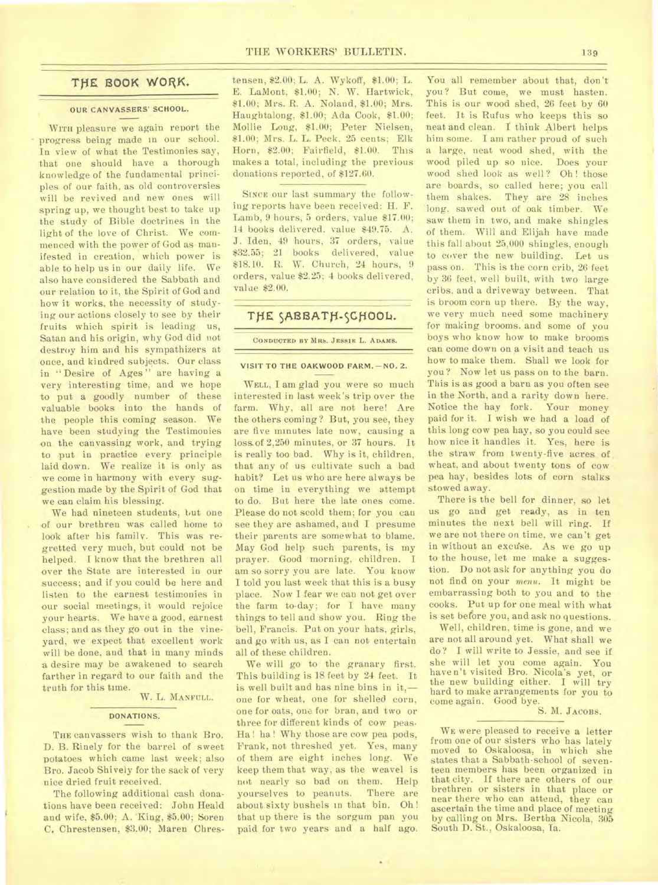## THE BOOK WORK.

### OUR CANVASSERS' SCHOOL.

WITH pleasure we again report the progress being made in our school. In view of what the Testimonies say, that one should have a thorough knowledge of the fundamental principles of our faith, as old controversies will be revived and new ones will spring up, we thought best to take up the study of Bible doctrines in the light of the love of Christ. We commenced with the power of God as manifested in creation, which power is able to help us in our daily life. We also have considered the Sabbath and our relation to it, the Spirit of God and how it works, the necessity of studying our actions closely to see by their fruits which spirit is leading us, Satan and his origin, why God did not destroy him and his sympathizers at once, and kindred subjects. Our class in "Desire of Ages" are having a very interesting time, and we hope to put a goodly number of these valuable books into the hands of the people this coming season. We have been studying the Testimonies on the canvassing work, and trying to put in practice every principle laid down. We realize it is only as we come in harmony with every suggestion made by the Spirit of God that we can claim his blessing.

We had nineteen students, but one of our brethren was called home to look after his family. This was regretted very much, but could not be helped. I know that the brethren all over the State are interested in our success; and if you could be here and listen to the earnest testimonies in our social meetings, it would rejoice your hearts. We have a good, earnest class; and as they go out in the vineyard, we expect that excellent work will be done, and that in many minds a desire may be awakened to search farther in regard to our faith and the truth for this time.

W. L. MANFULL.

### DONATIONS.

THE canvassers wish to thank Bro. D. B. Rinely for the barrel of sweet potatoes which came last week; also Bro. Jacob Shively for the sack of very nice dried fruit received.

The following additional cash donations have been received: John Heald and wife, $5.00; A. King, $5.00; Soren C. Chrestensen, $3.00; Maren Chrestensen, $2.00; L. A. Wykoff, $1.00; L. E. LaMont, $1.00; N. W. Hartwick, $1.00; Mrs. R. A. Noland, $1.00; Mrs. Haughtalong, $1.00; Ada Cook, $1.00; Mollie Long, $1.00; Peter Nielsen, $1.00; Mrs. L. L. Peck, 25 cents; Elk Horn, $2.00; Fairfield, $1.00. This makes a total, including the previous donations reported, of $127.60.

SINCE our last summary the following reports have been received: H. F. Lamb, 9 hours, 5 orders, value $17.00; 14 books delivered, value $49.75. A. J. Iden, 49 hours, 37 orders, value $32.55; 21 books delivered, value $18.10. R. W. Church, 24 hours, 9 orders, value $2.25; 4 books delivered, value $2.00.

## THE SABBATH-SCHOOL.

CONDUCTED BY MRS. JESSIE L. ADAMS.

### VISIT TO THE OAKWOOD FARM.—NO. 2.

WELL, I am glad you were so much interested in last week's trip over the farm. Why, all are not here! Are the others coming? But, you see, they are five minutes late now, causing a loss of 2,250 minutes, or 37 hours. It is really too bad. Why is it, children, that any of us cultivate such a bad habit? Let us who are here always be on time in everything we attempt to do. But here the late ones come. Please do not scold them; for you can see they are ashamed, and I presume their parents are somewhat to blame. May God help such parents, is my prayer. Good morning, children. I am so sorry you are late. You know I told you last week that this is a busy place. Now I fear we can not get over the farm to-day; for I have many things to tell and show you. Ring the bell, Francis. Put on your hats, girls, and go with us, as I can not entertain all of these children.

We will go to the granary first. This building is 18 feet by 24 feet. It is well built and has nine bins in it,—one for wheat, one for shelled corn, one for oats, one for bran, and two or three for different kinds of cow peas. Ha! ha! Why those are cow pea pods, Frank, not threshed yet. Yes, many of them are eight inches long. We keep them that way, as the weavel is not nearly so bad on them. Help yourselves to peanuts. There are about sixty bushels in that bin. Oh! that up there is the sorgum pan you paid for two years and a half ago. You all remember about that, don't you? But come, we must hasten. This is our wood shed, 26 feet by 60 feet. It is Rufus who keeps this so neat and clean. I think Albert helps him some. I am rather proud of such a large, neat wood shed, with the wood piled up so nice. Does your wood shed look as well? Oh! those are boards, so called here; you call them shakes. They are 28 inches long, sawed out of oak timber. We saw them in two, and make shingles of them. Will and Elijah have made this fall about 25,000 shingles, enough to cover the new building. Let us pass on. This is the corn crib, 26 feet by 36 feet, well built, with two large cribs, and a driveway between. That is broom corn up there. By the way, we very much need some machinery for making brooms, and some of you boys who know how to make brooms can come down on a visit and teach us how to make them. Shall we look for you? Now let us pass on to the barn. This is as good a barn as you often see in the North, and a rarity down here. Notice the hay fork. Your money paid for it. I wish we had a load of this long cow pea hay, so you could see how nice it handles it. Yes, here is the straw from twenty-five acres of wheat, and about twenty tons of cow pea hay, besides lots of corn stalks stowed away.

There is the bell for dinner, so let us go and get ready, as in ten minutes the next bell will ring. If we are not there on time, we can't get in without an excuse. As we go up to the house, let me make a suggestion. Do not ask for anything you do not find on your *menu*. It might be embarrassing both to you and to the cooks. Put up for one meal with what is set before you, and ask no questions.

Well, children, time is gone, and we are not all around yet. What shall we do? I will write to Jessie, and see if she will let you come again. You haven't visited Bro. Nicola's yet, or the new building either. I will try hard to make arrangements for you to come again. Good bye.

S. M. JACOBS.

WE were pleased to receive a letter from one of our sisters who has lately moved to Oskaloosa, in which she states that a Sabbath-school of seventeen members has been organized in that city. If there are others of our brethren or sisters in that place or near there who can attend, they can ascertain the time and place of meeting by calling on Mrs. Bertha Nicola, 305 South D. St., Oskaloosa, Ia.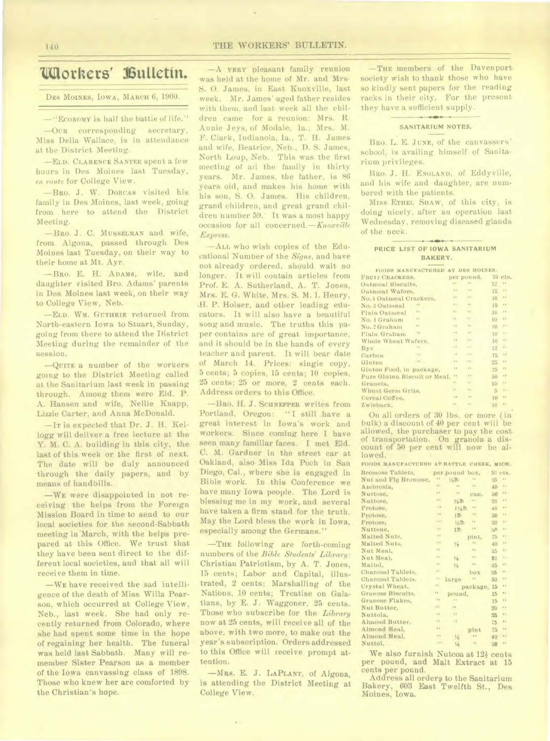# Workers' Bulletin.

DES MOINES, IOWA, MARCH 6, 1900.

—"ECONOMY is half the battle of life."

—OUR corresponding secretary, Miss Della Wallace, is in attendance at the District Meeting.

—ELD. CLARENCE SANTEE spent a few hours in Des Moines last Tuesday, *en route* for College View.

—BRO. J. W. DORCAS visited his family in Des Moines, last week, going from here to attend the District Meeting.

—BRO. J. C. MUSSELMAN and wife, from Algona, passed through Des Moines last Tuesday, on their way to their home at Mt. Ayr.

—BRO. E. H. ADAMS, wife, and daughter visited Bro. Adams' parents in Des Moines last week, on their way to College View, Neb.

—ELD. WM. GUTHRIE returned from North-eastern Iowa to Stuart, Sunday, going from there to attend the District Meeting during the remainder of the session.

—QUITE a number of the workers going to the District Meeting called at the Sanitarium last week in passing through. Among them were Eld. P. A. Hansen and wife, Nellie Knapp, Lizzie Carter, and Anna McDonald.

—IT is expected that Dr. J. H. Kellogg will deliver a free lecture at the Y. M. C. A. building in this city, the last of this week or the first of next. The date will be duly announced through the daily papers, and by means of handbills.

—WE were disappointed in not receiving the helps from the Foreign Mission Board in time to send to our local societies for the second-Sabbath meeting in March, with the helps prepared at this Office. We trust that they have been sent direct to the different local societies, and that all will receive them in time.

—WE have received the sad intelligence of the death of Miss Willa Pearson, which occurred at College View, Neb., last week. She had only recently returned from Colorado, where she had spent some time in the hope of regaining her health. The funeral was held last Sabbath. Many will remember Sister Pearson as a member of the Iowa canvassing class of 1898. Those who knew her are comforted by the Christian's hope.

—A VERY pleasant family reunion was held at the home of Mr. and Mrs. S. O. James, in East Knoxville, last week. Mr. James' aged father resides with them, and last week all the children came for a reunion: Mrs. R. Annie Jeys, of Modale, Ia., Mrs. M. F. Clark, Indianola, Ia., T. H. James and wife, Beatrice, Neb., D. S. James, North Loup, Neb. This was the first meeting of all the family in thirty years. Mr. James, the father, is 86 years old, and makes his home with his son, S. O. James. His children, grand children, and great grand children number 59. It was a most happy occasion for all concerned.—*Knoxville Express.*

—ALL who wish copies of the Educational Number of the *Signs*, and have not already ordered, should wait no longer. It will contain articles from Prof. E. A. Sutherland, A. T. Jones, Mrs. E. G. White, Mrs. S. M. I. Henry, H. P. Holser, and other leading educators. It will also have a beautiful song and music. The truths this paper contains are of great importance, and it should be in the hands of every teacher and parent. It will bear date of March 14. Prices: single copy, 5 cents; 5 copies, 15 cents; 10 copies, 25 cents; 25 or more, 2 cents each. Address orders to this Office.

—BRO. H. J. SCHNEPPER writes from Portland, Oregon: "I still have a great interest in Iowa's work and workers. Since coming here I have seen many familiar faces. I met Eld. C. M. Gardner in the street car at Oakland, also Miss Ida Poch in San Diego, Cal., where she is engaged in Bible work. In this Conference we have many Iowa people. The Lord is blessing me in my work, and several have taken a firm stand for the truth. May the Lord bless the work in Iowa, especially among the Germans."

—THE following are forth-coming numbers of the *Bible Students' Library:* Christian Patriotism, by A. T. Jones, 15 cents; Labor and Capital, illustrated, 2 cents; Marshalling of the Nations, 10 cents; Treatise on Galatians, by E. J. Waggoner, 25 cents. Those who subscribe for the *Library* now at 25 cents, will receive all of the above, with two more, to make out the year's subscription. Orders addressed to this Office will receive prompt attention.

—MRS. E. J. LAPLANT, of Algona, is attending the District Meeting at College View.

—THE members of the Davenport society wish to thank those who have so kindly sent papers for the reading racks in their city. For the present they have a sufficient supply.

## SANITARIUM NOTES.

BRO. L. E. JUNE, of the canvassers' school, is availing himself of Sanitarium privileges.

BRO. J. H. ENGLAND, of Eddyville, and his wife and daughter, are numbered with the patients.

MISS ETHEL SHAW, of this city, is doing nicely, after an operation last Wednesday, removing diseased glands of the neck.

## PRICE LIST OF IOWA SANITARIUM BAKERY.

FOODS MANUFACTURED AT DES MOINES.

| | | |
|---|---|---|
| FRUIT CRACKERS, | per pound, | 20 cts. |
| Oatmeal Biscuits, | " " | 12 " |
| Oatmeal Wafers, | " " | 12 " |
| No. 1 Oatmeal Crackers, | " " | 10 " |
| No. 2 Oatmeal " | " " | 10 " |
| Plain Oatmeal " | " " | 10 " |
| No. 1 Graham " | " " | 10 " |
| No. 2 Graham " | " " | 10 " |
| Plain Graham " | " " | 10 " |
| Whole Wheat Wafers, | " " | 10 " |
| Rye " | " " | 12 " |
| Carbon " | " " | 15 " |
| Gluten " | " " | 25 " |
| Gluten Food, in package, | " " | 25 " |
| Pure Gluten Biscuit or Meal, | " " | 50 " |
| Granola, | " " | 10 " |
| Wheat Germ Grits, | " " | 5 " |
| Cereal Coffee, | " " | 10 " |
| Zwieback, | " " | 10 " |

On all orders of 30 lbs. or more (in bulk) a discount of 40 per cent will be allowed, the purchaser to pay the cost of transportation. On granola a discount of 50 per cent will now be allowed.

FOODS MANUFACTURED AT BATTLE CREEK, MICH.

| | | |
|---|---|---|
| Bromose Tablets, | per pound box, | 50 cts. |
| Nut and Fig Bromose, | " ½ lb " | 25 " |
| Ambrosia, | " " " | 40 " |
| Nuttose, | " " can, | 30 " |
| Nuttose, | " ½ lb " | 20 " |
| Protose, | " 1½ lb " | 40 " |
| Protose, | " 1 lb " | 30 " |
| Protose, | " ½ lb " | 20 " |
| Nuttene, | " 1 lb " | 50 " |
| Malted Nuts, | " pint, | 75 " |
| Malted Nuts, | " ½ " | 40 " |
| Nut Meal, | " " | 35 " |
| Nut Meal, | " ½ " | 20 " |
| Maltol, | " ½ " | 35 " |
| Charcoal Tablets, | " box | 25 " |
| Charcoal Tablets, | " large " | 50 " |
| Crystal Wheat, | " package, | 15 " |
| Granose Biscuits, | " pound, | 15 " |
| Granose Flakes, | " " | 15 " |
| Nut Butter, | " " | 20 " |
| Nuttola, | " " | 25 " |
| Almond Butter, | " " | 75 " |
| Almond Meal, | " pint | 75 " |
| Almond Meal, | " ½ " | 40 " |
| Nuttol, | " ½ " | 30 " |

We also furnish Nutcoa at 12½ cents per pound, and Malt Extract at 15 cents per pound.

Address all orders to the Sanitarium Bakery, 603 East Twelfth St., Des Moines, Iowa.